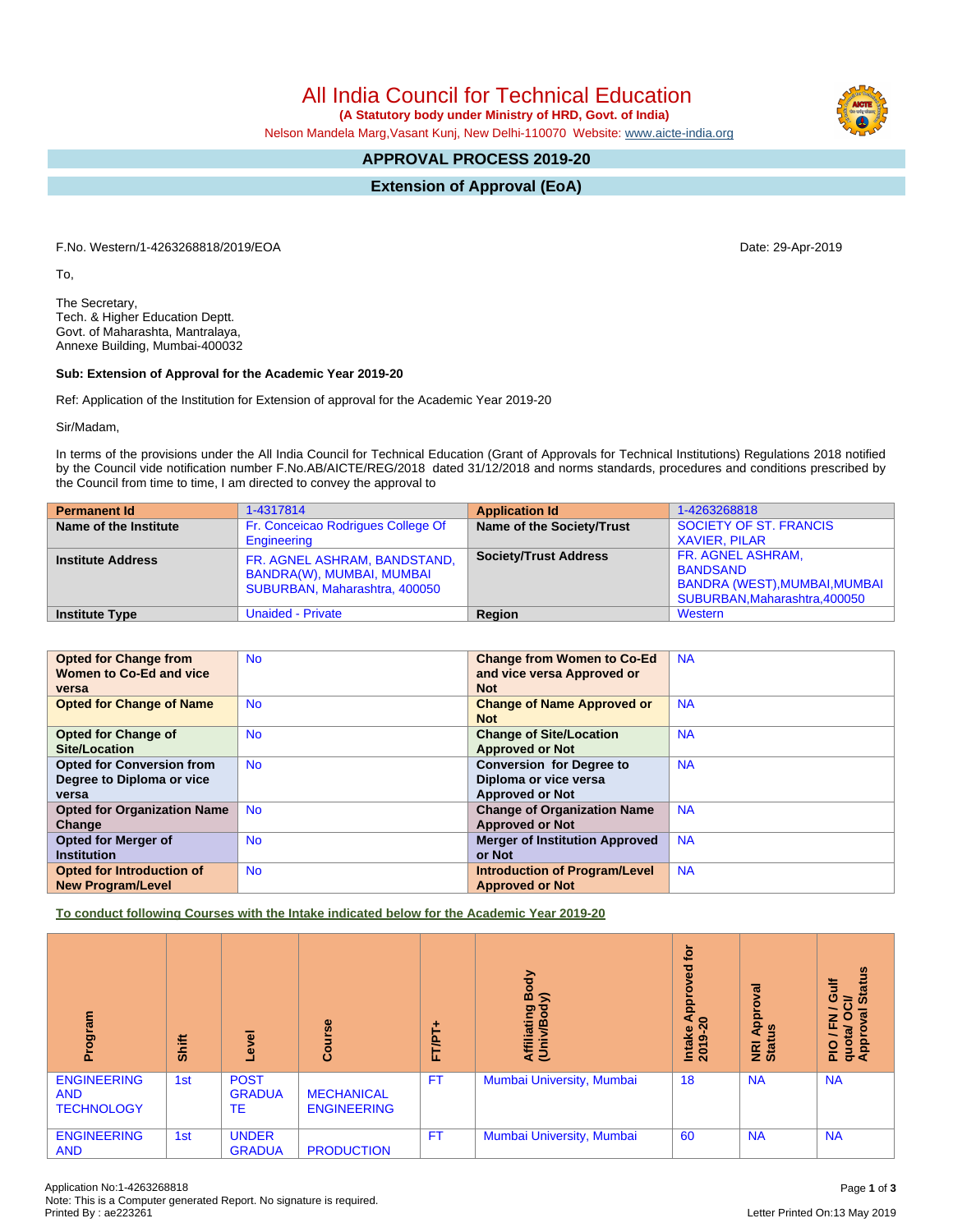# All India Council for Technical Education

**(A Statutory body under Ministry of HRD, Govt. of India)**

Nelson Mandela Marg,Vasant Kunj, New Delhi-110070 Website: www.aicte-india.org

## APPROVAL PROCESS 2019-20

## Extension of Approval (EoA)

F.No. Western/1-4263268818/2019/EOA

Date: 29-Apr-2019

To,

The Secretary,
Tech. & Higher Education Deptt.
Govt. of Maharashta, Mantralaya,
Annexe Building, Mumbai-400032

**Sub: Extension of Approval for the Academic Year 2019-20**

Ref: Application of the Institution for Extension of approval for the Academic Year 2019-20

Sir/Madam,

In terms of the provisions under the All India Council for Technical Education (Grant of Approvals for Technical Institutions) Regulations 2018 notified by the Council vide notification number F.No.AB/AICTE/REG/2018 dated 31/12/2018 and norms standards, procedures and conditions prescribed by the Council from time to time, I am directed to convey the approval to

| | | | |
|---|---|---|---|
| **Permanent Id** | 1-4317814 | **Application Id** | 1-4263268818 |
| **Name of the Institute** | Fr. Conceicao Rodrigues College Of Engineering | **Name of the Society/Trust** | SOCIETY OF ST. FRANCIS XAVIER, PILAR |
| **Institute Address** | FR. AGNEL ASHRAM, BANDSTAND, BANDRA(W), MUMBAI, MUMBAI SUBURBAN, Maharashtra, 400050 | **Society/Trust Address** | FR. AGNEL ASHRAM, BANDSAND BANDRA (WEST),MUMBAI,MUMBAI SUBURBAN,Maharashtra,400050 |
| **Institute Type** | Unaided - Private | **Region** | Western |

| | | | |
|---|---|---|---|
| **Opted for Change from Women to Co-Ed and vice versa** | No | **Change from Women to Co-Ed and vice versa Approved or Not** | NA |
| **Opted for Change of Name** | No | **Change of Name Approved or Not** | NA |
| **Opted for Change of Site/Location** | No | **Change of Site/Location Approved or Not** | NA |
| **Opted for Conversion from Degree to Diploma or vice versa** | No | **Conversion for Degree to Diploma or vice versa Approved or Not** | NA |
| **Opted for Organization Name Change** | No | **Change of Organization Name Approved or Not** | NA |
| **Opted for Merger of Institution** | No | **Merger of Institution Approved or Not** | NA |
| **Opted for Introduction of New Program/Level** | No | **Introduction of Program/Level Approved or Not** | NA |

**To conduct following Courses with the Intake indicated below for the Academic Year 2019-20**

| Program | Shift | Level | Course | FT/PT+ | Affiliating Body (Univ/Body) | Intake Approved for 2019-20 | NRI Approval Status | PIO / FN / Gulf quota/ OCI/ Approval Status |
|---|---|---|---|---|---|---|---|---|
| ENGINEERING AND TECHNOLOGY | 1st | POST GRADUATE | MECHANICAL ENGINEERING | FT | Mumbai University, Mumbai | 18 | NA | NA |
| ENGINEERING AND | 1st | UNDER GRADUA | PRODUCTION | FT | Mumbai University, Mumbai | 60 | NA | NA |

Application No:1-4263268818
Note: This is a Computer generated Report. No signature is required.
Printed By : ae223261

Letter Printed On:13 May 2019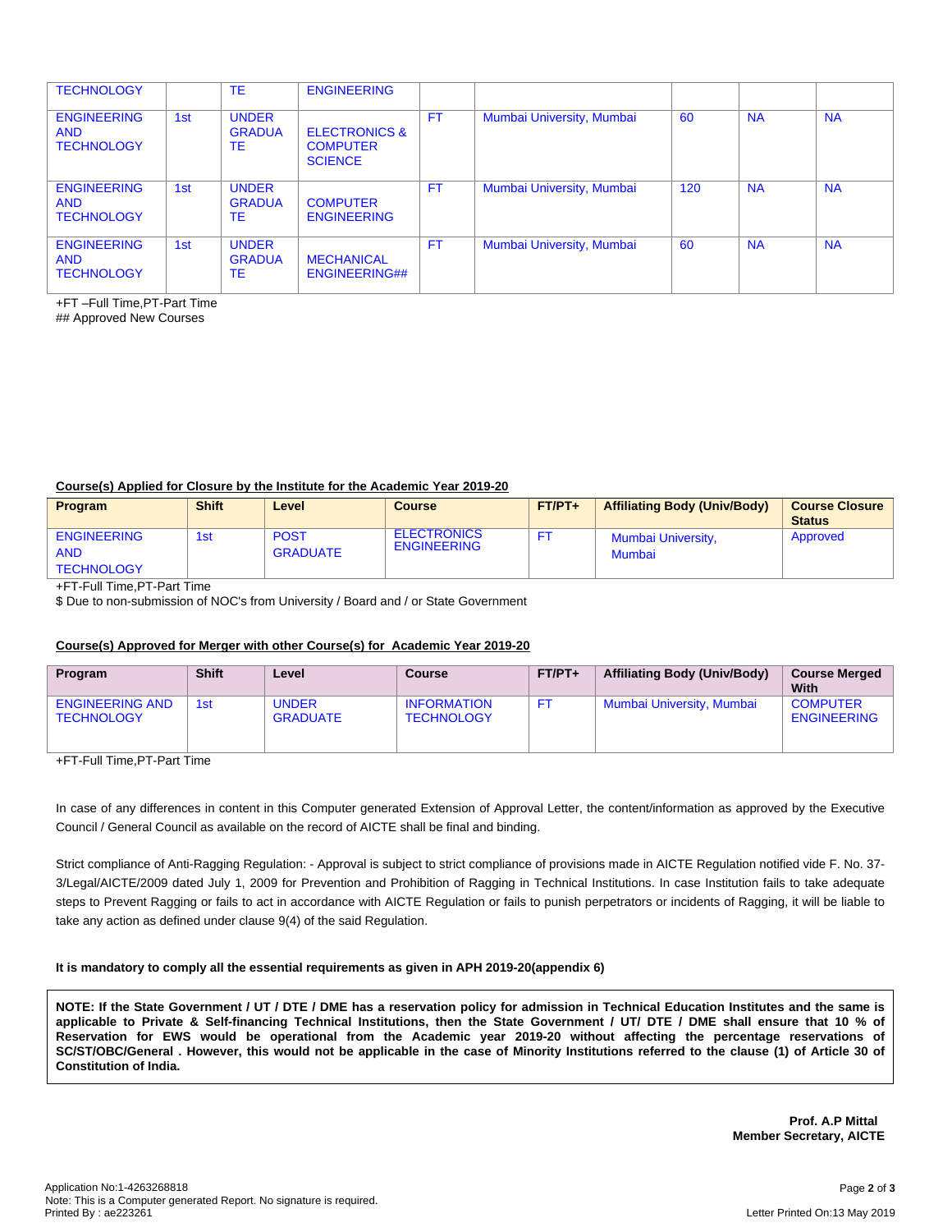| | | | | | | | | |
|---|---|---|---|---|---|---|---|---|
| TECHNOLOGY | | TE | ENGINEERING | | | | | |
| ENGINEERING AND TECHNOLOGY | 1st | UNDER GRADUATE | ELECTRONICS & COMPUTER SCIENCE | FT | Mumbai University, Mumbai | 60 | NA | NA |
| ENGINEERING AND TECHNOLOGY | 1st | UNDER GRADUATE | COMPUTER ENGINEERING | FT | Mumbai University, Mumbai | 120 | NA | NA |
| ENGINEERING AND TECHNOLOGY | 1st | UNDER GRADUATE | MECHANICAL ENGINEERING## | FT | Mumbai University, Mumbai | 60 | NA | NA |

+FT –Full Time,PT-Part Time
## Approved New Courses

**Course(s) Applied for Closure by the Institute for the Academic Year 2019-20**

| Program | Shift | Level | Course | FT/PT+ | Affiliating Body (Univ/Body) | Course Closure Status |
|---|---|---|---|---|---|---|
| ENGINEERING AND TECHNOLOGY | 1st | POST GRADUATE | ELECTRONICS ENGINEERING | FT | Mumbai University, Mumbai | Approved |

+FT-Full Time,PT-Part Time
$ Due to non-submission of NOC's from University / Board and / or State Government

**Course(s) Approved for Merger with other Course(s) for Academic Year 2019-20**

| Program | Shift | Level | Course | FT/PT+ | Affiliating Body (Univ/Body) | Course Merged With |
|---|---|---|---|---|---|---|
| ENGINEERING AND TECHNOLOGY | 1st | UNDER GRADUATE | INFORMATION TECHNOLOGY | FT | Mumbai University, Mumbai | COMPUTER ENGINEERING |

+FT-Full Time,PT-Part Time

In case of any differences in content in this Computer generated Extension of Approval Letter, the content/information as approved by the Executive Council / General Council as available on the record of AICTE shall be final and binding.

Strict compliance of Anti-Ragging Regulation: - Approval is subject to strict compliance of provisions made in AICTE Regulation notified vide F. No. 37-3/Legal/AICTE/2009 dated July 1, 2009 for Prevention and Prohibition of Ragging in Technical Institutions. In case Institution fails to take adequate steps to Prevent Ragging or fails to act in accordance with AICTE Regulation or fails to punish perpetrators or incidents of Ragging, it will be liable to take any action as defined under clause 9(4) of the said Regulation.

**It is mandatory to comply all the essential requirements as given in APH 2019-20(appendix 6)**

**NOTE: If the State Government / UT / DTE / DME has a reservation policy for admission in Technical Education Institutes and the same is applicable to Private & Self-financing Technical Institutions, then the State Government / UT/ DTE / DME shall ensure that 10 % of Reservation for EWS would be operational from the Academic year 2019-20 without affecting the percentage reservations of SC/ST/OBC/General . However, this would not be applicable in the case of Minority Institutions referred to the clause (1) of Article 30 of Constitution of India.**

**Prof. A.P Mittal**
**Member Secretary, AICTE**

Application No:1-4263268818
Note: This is a Computer generated Report. No signature is required.
Printed By : ae223261

Letter Printed On:13 May 2019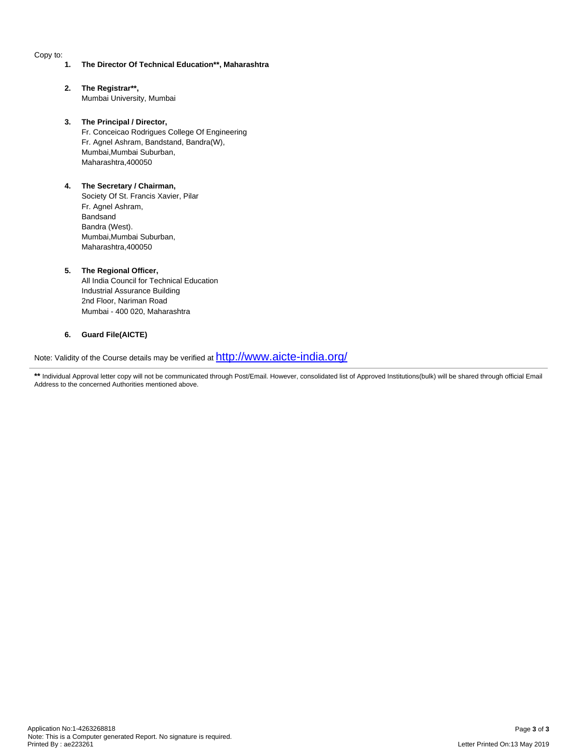Copy to:

1. **The Director Of Technical Education**, Maharashtra**

2. **The Registrar**,**
   Mumbai University, Mumbai

3. **The Principal / Director,**
   Fr. Conceicao Rodrigues College Of Engineering
   Fr. Agnel Ashram, Bandstand, Bandra(W),
   Mumbai,Mumbai Suburban,
   Maharashtra,400050

4. **The Secretary / Chairman,**
   Society Of St. Francis Xavier, Pilar
   Fr. Agnel Ashram,
   Bandsand
   Bandra (West).
   Mumbai,Mumbai Suburban,
   Maharashtra,400050

5. **The Regional Officer,**
   All India Council for Technical Education
   Industrial Assurance Building
   2nd Floor, Nariman Road
   Mumbai - 400 020, Maharashtra

6. **Guard File(AICTE)**

Note: Validity of the Course details may be verified at http://www.aicte-india.org/

---

**\*\*** Individual Approval letter copy will not be communicated through Post/Email. However, consolidated list of Approved Institutions(bulk) will be shared through official Email Address to the concerned Authorities mentioned above.

Application No:1-4263268818
Note: This is a Computer generated Report. No signature is required.
Printed By : ae223261

Letter Printed On:13 May 2019